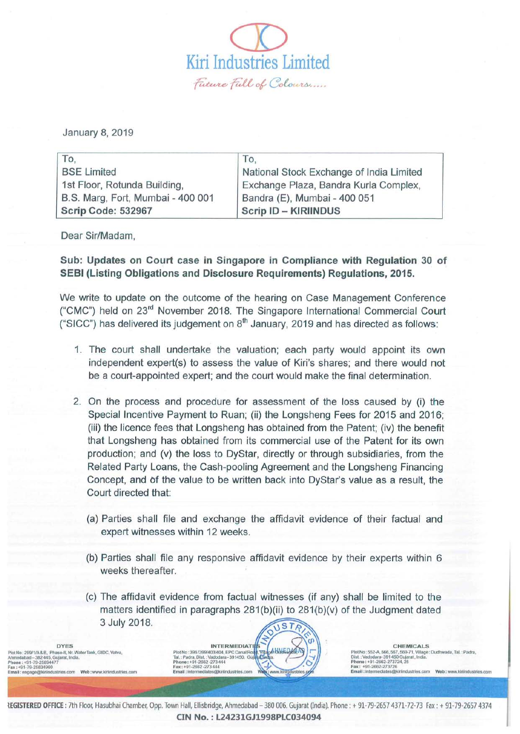# Kiri Industries Limited

*Future Full of Colours.....*

January 8, 2019

| To, | To, |
|---|---|
| BSE Limited | National Stock Exchange of India Limited |
| 1st Floor, Rotunda Building, | Exchange Plaza, Bandra Kurla Complex, |
| B.S. Marg, Fort, Mumbai - 400 001 | Bandra (E), Mumbai - 400 051 |
| **Scrip Code: 532967** | **Scrip ID – KIRIINDUS** |

Dear Sir/Madam,

**Sub: Updates on Court case in Singapore in Compliance with Regulation 30 of SEBI (Listing Obligations and Disclosure Requirements) Regulations, 2015.**

We write to update on the outcome of the hearing on Case Management Conference ("CMC") held on 23rd November 2018. The Singapore International Commercial Court ("SICC") has delivered its judgement on 8th January, 2019 and has directed as follows:

1. The court shall undertake the valuation; each party would appoint its own independent expert(s) to assess the value of Kiri's shares; and there would not be a court-appointed expert; and the court would make the final determination.

2. On the process and procedure for assessment of the loss caused by (i) the Special Incentive Payment to Ruan; (ii) the Longsheng Fees for 2015 and 2016; (iii) the licence fees that Longsheng has obtained from the Patent; (iv) the benefit that Longsheng has obtained from its commercial use of the Patent for its own production; and (v) the loss to DyStar, directly or through subsidiaries, from the Related Party Loans, the Cash-pooling Agreement and the Longsheng Financing Concept, and of the value to be written back into DyStar's value as a result, the Court directed that:

    (a) Parties shall file and exchange the affidavit evidence of their factual and expert witnesses within 12 weeks.

    (b) Parties shall file any responsive affidavit evidence by their experts within 6 weeks thereafter.

    (c) The affidavit evidence from factual witnesses (if any) shall be limited to the matters identified in paragraphs 281(b)(ii) to 281(b)(v) of the Judgment dated 3 July 2018.

**DYES**
Plot No: 299/1/A & B, Phase-II, Nr. Water Tank, GIDC, Vatva, Ahmedabad – 382 445, Gujarat, India.
Phone: +91-79-25894477
Fax: +91-79-25834960
Email: engage@kiriindustries.com Web: www.kiriindustries.com

**INTERMEDIATES**
Plot No: 398/399/403/404, EPC Canal Road, Village: Dudhwada, Tal.: Padra, Dist.: Vadodara - 391450. Gujarat, India.
Phone: +91-2662-273444
Fax: +91-2662-273444
Email: intermediates@kiriindustries.com Web: www.kiriindustries.com

**CHEMICALS**
Plot No: 552-A, 566, 567, 569-71, Village: Dudhwada, Tal.: Padra, Dist.: Vadodara-391450 Gujarat, India.
Phone: +91-2662-273724, 25
Fax: +91-2662-273726
Email: intermediates@kiriindustries.com Web: www.kiriindustries.com

**REGISTERED OFFICE:** 7th Floor, Hasubhai Chamber, Opp. Town Hall, Ellisbridge, Ahmedabad – 380 006. Gujarat (India). Phone: + 91-79-2657 4371-72-73 Fax: + 91-79-2657 4374

**CIN No.: L24231GJ1998PLC034094**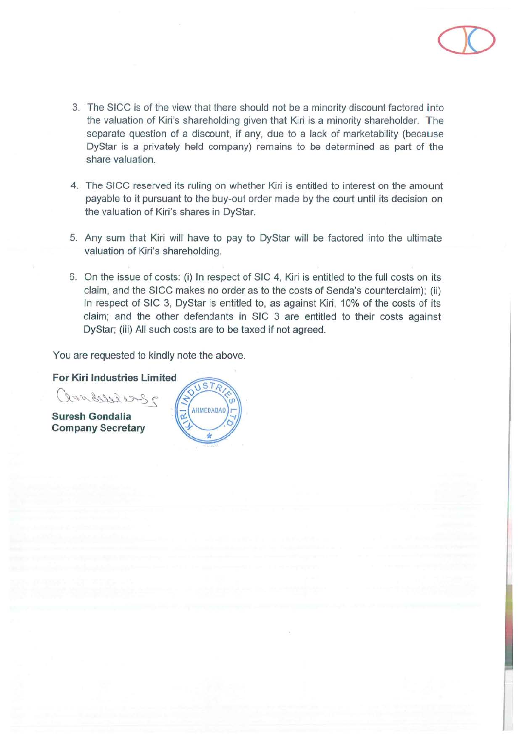3. The SICC is of the view that there should not be a minority discount factored into the valuation of Kiri's shareholding given that Kiri is a minority shareholder. The separate question of a discount, if any, due to a lack of marketability (because DyStar is a privately held company) remains to be determined as part of the share valuation.

4. The SICC reserved its ruling on whether Kiri is entitled to interest on the amount payable to it pursuant to the buy-out order made by the court until its decision on the valuation of Kiri's shares in DyStar.

5. Any sum that Kiri will have to pay to DyStar will be factored into the ultimate valuation of Kiri's shareholding.

6. On the issue of costs: (i) In respect of SIC 4, Kiri is entitled to the full costs on its claim, and the SICC makes no order as to the costs of Senda's counterclaim); (ii) In respect of SIC 3, DyStar is entitled to, as against Kiri, 10% of the costs of its claim; and the other defendants in SIC 3 are entitled to their costs against DyStar; (iii) All such costs are to be taxed if not agreed.

You are requested to kindly note the above.

**For Kiri Industries Limited**

**Suresh Gondalia**
**Company Secretary**